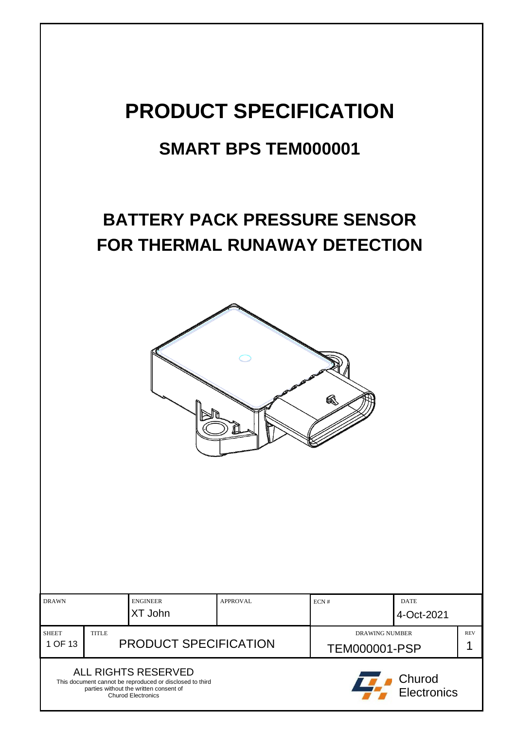# PRODUCT SPECIFICATION

## SMART BPS TEM000001

## BATTERY PACK PRESSURE SENSOR FOR THERMAL RUNAWAY DETECTION

| DRAWN | | ENGINEER | APPROVAL | ECN # | DATE | |
|---|---|---|---|---|---|---|
| | | XT John | | | 4-Oct-2021 | |
| SHEET | TITLE | | | DRAWING NUMBER | | REV |
| 1 OF 13 | PRODUCT SPECIFICATION | | | TEM000001-PSP | | 1 |

ALL RIGHTS RESERVED
This document cannot be reproduced or disclosed to third parties without the written consent of Churod Electronics

Churod Electronics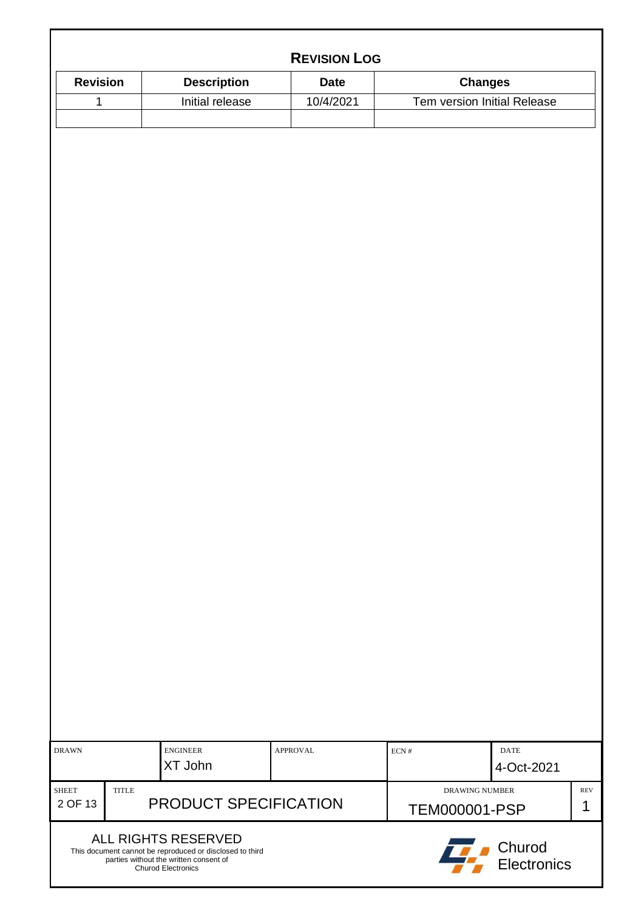## REVISION LOG

| Revision | Description | Date | Changes |
|---|---|---|---|
| 1 | Initial release | 10/4/2021 | Tem version Initial Release |
| | | | |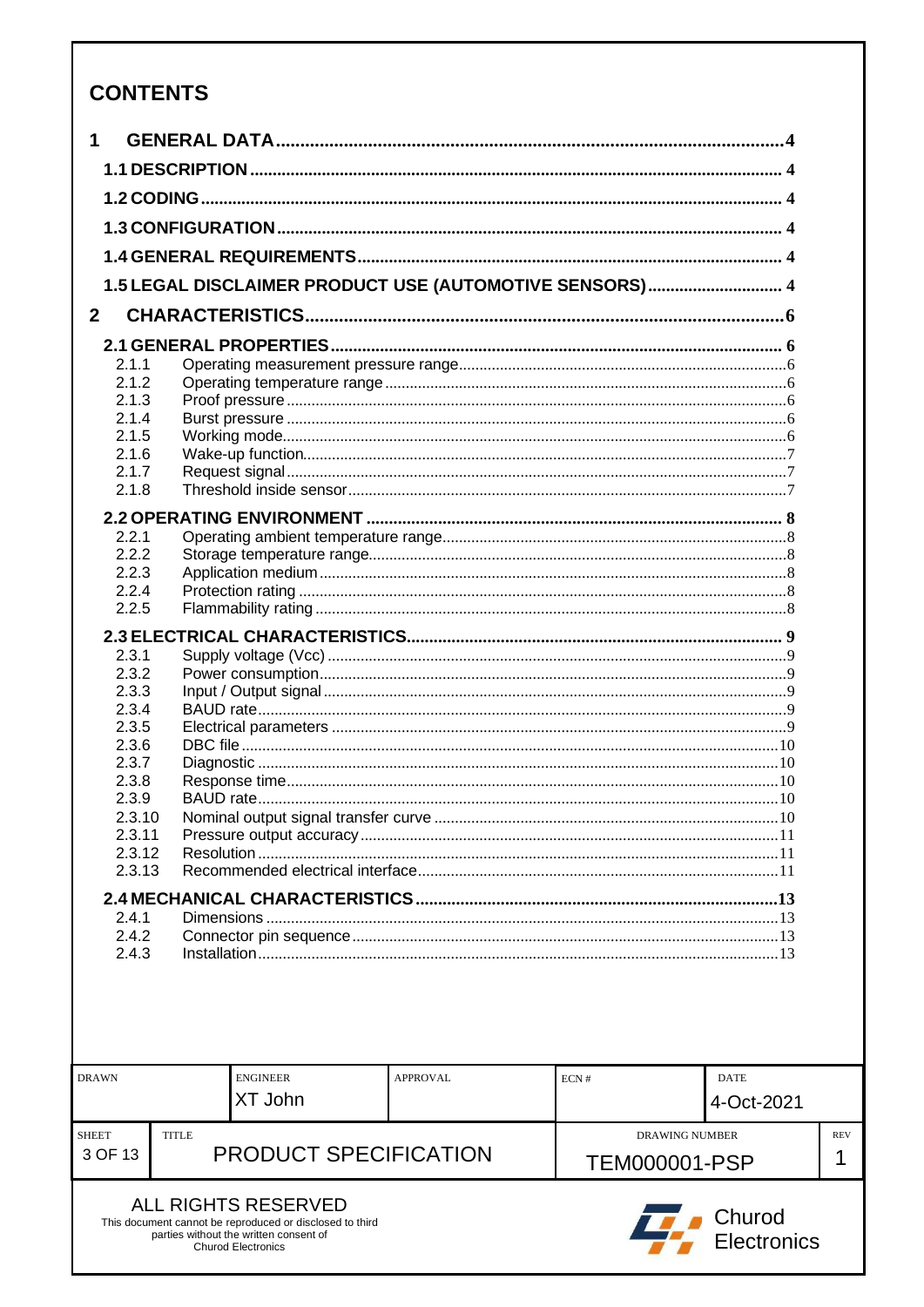# CONTENTS

| | | |
|---|---|---|
| **1** | **GENERAL DATA** | **4** |
| **1.1** | **DESCRIPTION** | **4** |
| **1.2** | **CODING** | **4** |
| **1.3** | **CONFIGURATION** | **4** |
| **1.4** | **GENERAL REQUIREMENTS** | **4** |
| **1.5** | **LEGAL DISCLAIMER PRODUCT USE (AUTOMOTIVE SENSORS)** | **4** |
| **2** | **CHARACTERISTICS** | **6** |
| **2.1** | **GENERAL PROPERTIES** | **6** |
| 2.1.1 | Operating measurement pressure range | 6 |
| 2.1.2 | Operating temperature range | 6 |
| 2.1.3 | Proof pressure | 6 |
| 2.1.4 | Burst pressure | 6 |
| 2.1.5 | Working mode | 6 |
| 2.1.6 | Wake-up function | 7 |
| 2.1.7 | Request signal | 7 |
| 2.1.8 | Threshold inside sensor | 7 |
| **2.2** | **OPERATING ENVIRONMENT** | **8** |
| 2.2.1 | Operating ambient temperature range | 8 |
| 2.2.2 | Storage temperature range | 8 |
| 2.2.3 | Application medium | 8 |
| 2.2.4 | Protection rating | 8 |
| 2.2.5 | Flammability rating | 8 |
| **2.3** | **ELECTRICAL CHARACTERISTICS** | **9** |
| 2.3.1 | Supply voltage (Vcc) | 9 |
| 2.3.2 | Power consumption | 9 |
| 2.3.3 | Input / Output signal | 9 |
| 2.3.4 | BAUD rate | 9 |
| 2.3.5 | Electrical parameters | 9 |
| 2.3.6 | DBC file | 10 |
| 2.3.7 | Diagnostic | 10 |
| 2.3.8 | Response time | 10 |
| 2.3.9 | BAUD rate | 10 |
| 2.3.10 | Nominal output signal transfer curve | 10 |
| 2.3.11 | Pressure output accuracy | 11 |
| 2.3.12 | Resolution | 11 |
| 2.3.13 | Recommended electrical interface | 11 |
| **2.4** | **MECHANICAL CHARACTERISTICS** | **13** |
| 2.4.1 | Dimensions | 13 |
| 2.4.2 | Connector pin sequence | 13 |
| 2.4.3 | Installation | 13 |

| DRAWN | ENGINEER | APPROVAL | ECN # | DATE | |
|---|---|---|---|---|---|
| | XT John | | | 4-Oct-2021 | |
| SHEET | TITLE | | DRAWING NUMBER | | REV |
| 3 OF 13 | PRODUCT SPECIFICATION | | TEM000001-PSP | | 1 |

ALL RIGHTS RESERVED
This document cannot be reproduced or disclosed to third parties without the written consent of Churod Electronics

Churod Electronics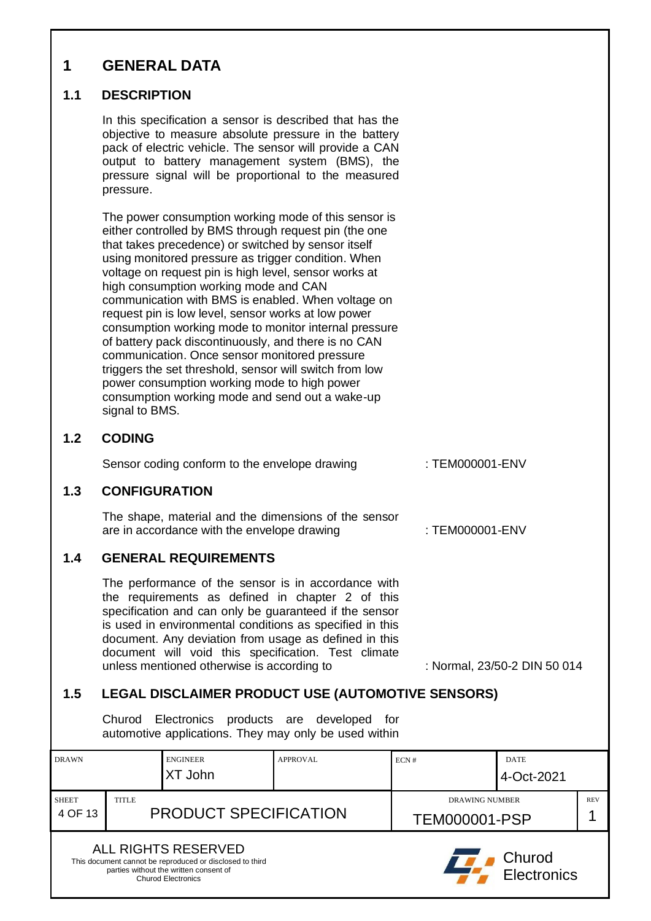# 1 GENERAL DATA

## 1.1 DESCRIPTION

In this specification a sensor is described that has the objective to measure absolute pressure in the battery pack of electric vehicle. The sensor will provide a CAN output to battery management system (BMS), the pressure signal will be proportional to the measured pressure.

The power consumption working mode of this sensor is either controlled by BMS through request pin (the one that takes precedence) or switched by sensor itself using monitored pressure as trigger condition. When voltage on request pin is high level, sensor works at high consumption working mode and CAN communication with BMS is enabled. When voltage on request pin is low level, sensor works at low power consumption working mode to monitor internal pressure of battery pack discontinuously, and there is no CAN communication. Once sensor monitored pressure triggers the set threshold, sensor will switch from low power consumption working mode to high power consumption working mode and send out a wake-up signal to BMS.

## 1.2 CODING

Sensor coding conform to the envelope drawing : TEM000001-ENV

## 1.3 CONFIGURATION

The shape, material and the dimensions of the sensor are in accordance with the envelope drawing : TEM000001-ENV

## 1.4 GENERAL REQUIREMENTS

The performance of the sensor is in accordance with the requirements as defined in chapter 2 of this specification and can only be guaranteed if the sensor is used in environmental conditions as specified in this document. Any deviation from usage as defined in this document will void this specification. Test climate unless mentioned otherwise is according to : Normal, 23/50-2 DIN 50 014

## 1.5 LEGAL DISCLAIMER PRODUCT USE (AUTOMOTIVE SENSORS)

Churod Electronics products are developed for automotive applications. They may only be used within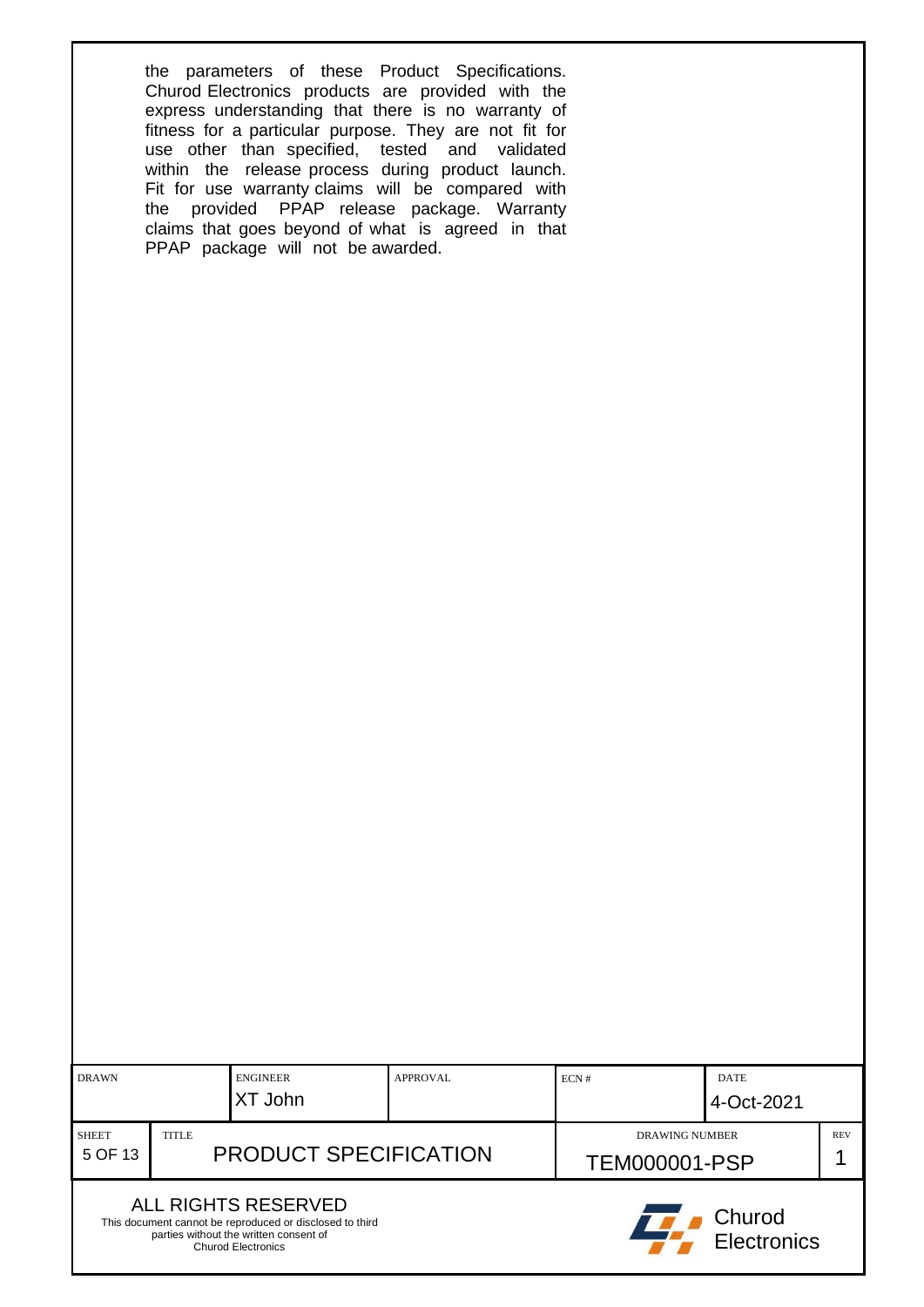the parameters of these Product Specifications. Churod Electronics products are provided with the express understanding that there is no warranty of fitness for a particular purpose. They are not fit for use other than specified, tested and validated within the release process during product launch. Fit for use warranty claims will be compared with the provided PPAP release package. Warranty claims that goes beyond of what is agreed in that PPAP package will not be awarded.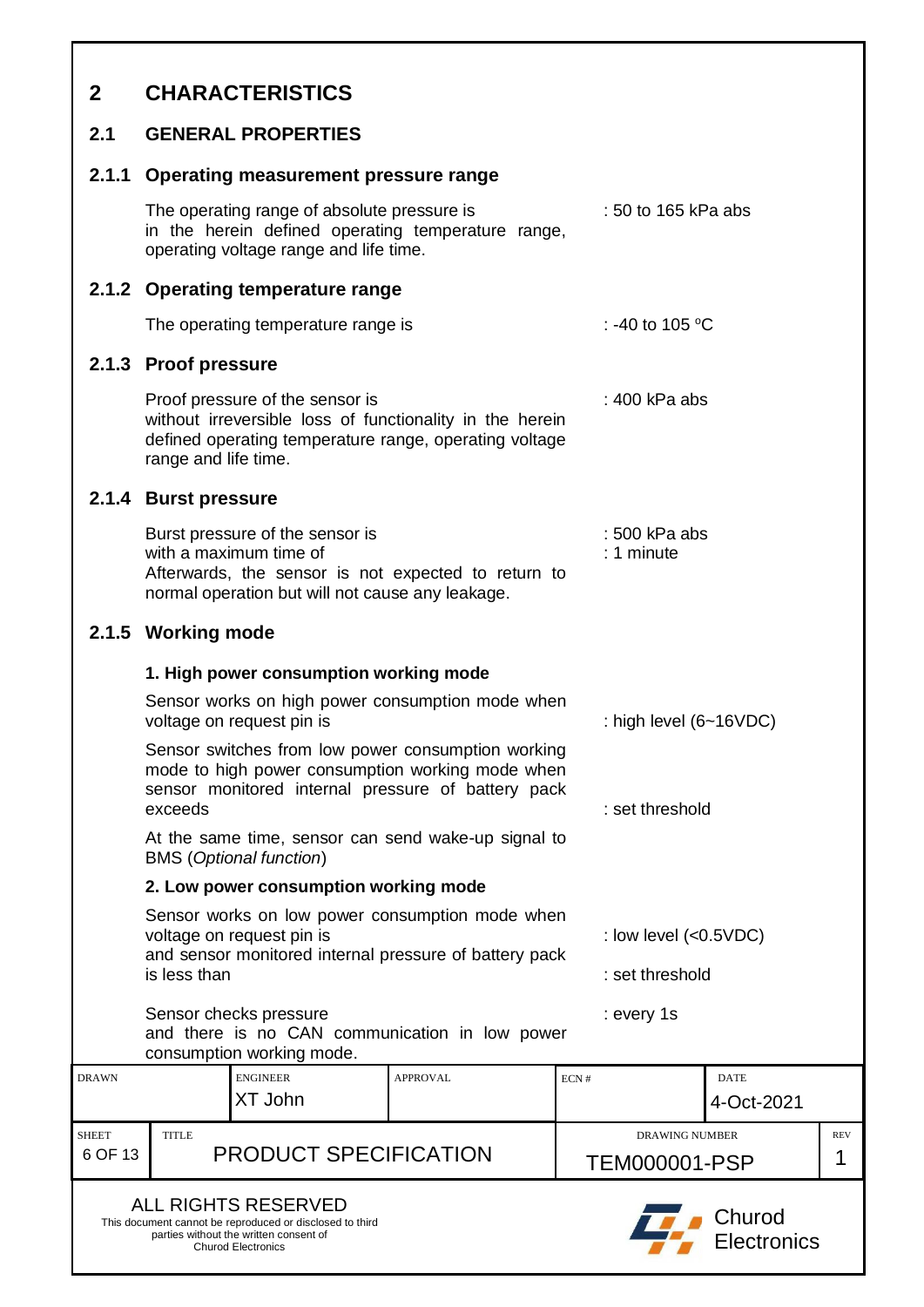# 2 CHARACTERISTICS

## 2.1 GENERAL PROPERTIES

### 2.1.1 Operating measurement pressure range

The operating range of absolute pressure is in the herein defined operating temperature range, operating voltage range and life time. : 50 to 165 kPa abs

### 2.1.2 Operating temperature range

The operating temperature range is : -40 to 105 °C

### 2.1.3 Proof pressure

Proof pressure of the sensor is without irreversible loss of functionality in the herein defined operating temperature range, operating voltage range and life time. : 400 kPa abs

### 2.1.4 Burst pressure

Burst pressure of the sensor is : 500 kPa abs
with a maximum time of : 1 minute
Afterwards, the sensor is not expected to return to normal operation but will not cause any leakage.

### 2.1.5 Working mode

**1. High power consumption working mode**

Sensor works on high power consumption mode when voltage on request pin is : high level (6~16VDC)

Sensor switches from low power consumption working mode to high power consumption working mode when sensor monitored internal pressure of battery pack exceeds : set threshold

At the same time, sensor can send wake-up signal to BMS (*Optional function*)

**2. Low power consumption working mode**

Sensor works on low power consumption mode when voltage on request pin is : low level (<0.5VDC)
and sensor monitored internal pressure of battery pack is less than : set threshold

Sensor checks pressure : every 1s
and there is no CAN communication in low power consumption working mode.

| DRAWN | ENGINEER | APPROVAL | ECN # | DATE |
|---|---|---|---|---|
| | XT John | | | 4-Oct-2021 |

| TITLE | DRAWING NUMBER | REV |
|---|---|---|
| PRODUCT SPECIFICATION | TEM000001-PSP | 1 |

ALL RIGHTS RESERVED
This document cannot be reproduced or disclosed to third parties without the written consent of Churod Electronics

Churod Electronics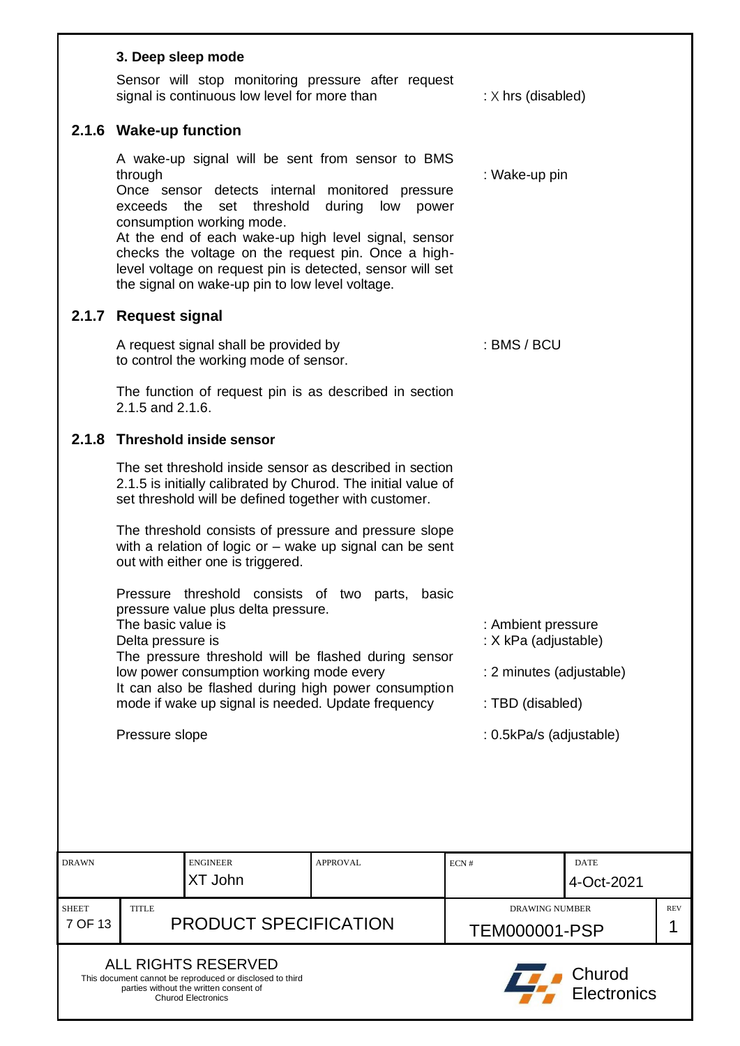### 3. Deep sleep mode

Sensor will stop monitoring pressure after request signal is continuous low level for more than : X hrs (disabled)

## 2.1.6 Wake-up function

A wake-up signal will be sent from sensor to BMS through : Wake-up pin

Once sensor detects internal monitored pressure exceeds the set threshold during low power consumption working mode.

At the end of each wake-up high level signal, sensor checks the voltage on the request pin. Once a high-level voltage on request pin is detected, sensor will set the signal on wake-up pin to low level voltage.

## 2.1.7 Request signal

A request signal shall be provided by : BMS / BCU
to control the working mode of sensor.

The function of request pin is as described in section 2.1.5 and 2.1.6.

## 2.1.8 Threshold inside sensor

The set threshold inside sensor as described in section 2.1.5 is initially calibrated by Churod. The initial value of set threshold will be defined together with customer.

The threshold consists of pressure and pressure slope with a relation of logic or – wake up signal can be sent out with either one is triggered.

Pressure threshold consists of two parts, basic pressure value plus delta pressure.

The basic value is : Ambient pressure

Delta pressure is : X kPa (adjustable)

The pressure threshold will be flashed during sensor low power consumption working mode every : 2 minutes (adjustable)

It can also be flashed during high power consumption mode if wake up signal is needed. Update frequency : TBD (disabled)

Pressure slope : 0.5kPa/s (adjustable)

| DRAWN | ENGINEER | APPROVAL | ECN # | DATE | |
|---|---|---|---|---|---|
| | XT John | | | 4-Oct-2021 | |
| SHEET | TITLE | | DRAWING NUMBER | | REV |
| 7 OF 13 | PRODUCT SPECIFICATION | | TEM000001-PSP | | 1 |

ALL RIGHTS RESERVED
This document cannot be reproduced or disclosed to third parties without the written consent of Churod Electronics

Churod Electronics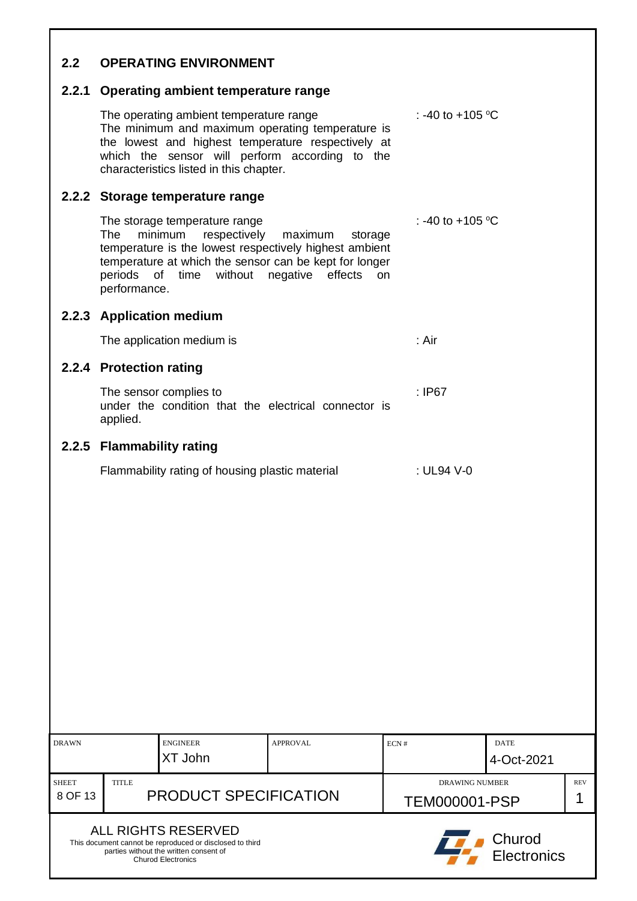## 2.2 OPERATING ENVIRONMENT

### 2.2.1 Operating ambient temperature range

The operating ambient temperature range : -40 to +105 °C

The minimum and maximum operating temperature is the lowest and highest temperature respectively at which the sensor will perform according to the characteristics listed in this chapter.

### 2.2.2 Storage temperature range

The storage temperature range : -40 to +105 °C

The minimum respectively maximum storage temperature is the lowest respectively highest ambient temperature at which the sensor can be kept for longer periods of time without negative effects on performance.

### 2.2.3 Application medium

The application medium is : Air

### 2.2.4 Protection rating

The sensor complies to : IP67

under the condition that the electrical connector is applied.

### 2.2.5 Flammability rating

Flammability rating of housing plastic material : UL94 V-0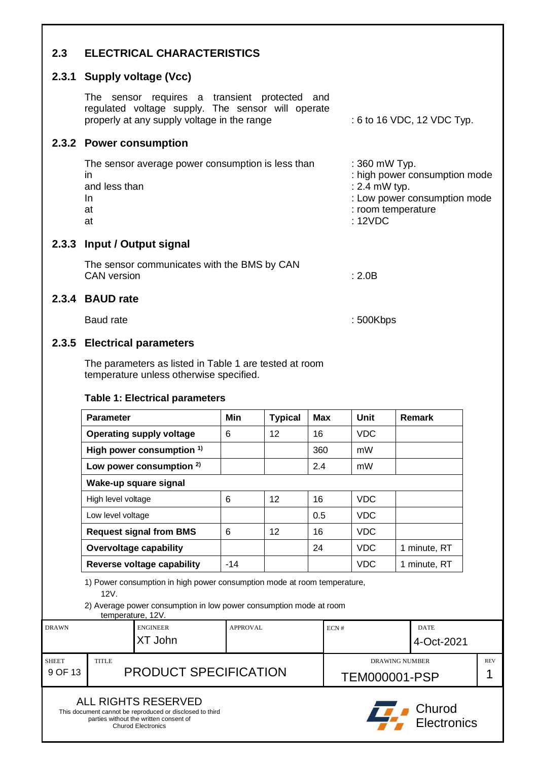## 2.3 ELECTRICAL CHARACTERISTICS

### 2.3.1 Supply voltage (Vcc)

The sensor requires a transient protected and regulated voltage supply. The sensor will operate properly at any supply voltage in the range : 6 to 16 VDC, 12 VDC Typ.

### 2.3.2 Power consumption

The sensor average power consumption is less than : 360 mW Typ.
in : high power consumption mode
and less than : 2.4 mW typ.
In : Low power consumption mode
at : room temperature
at : 12VDC

### 2.3.3 Input / Output signal

The sensor communicates with the BMS by CAN
CAN version : 2.0B

### 2.3.4 BAUD rate

Baud rate : 500Kbps

### 2.3.5 Electrical parameters

The parameters as listed in Table 1 are tested at room temperature unless otherwise specified.

**Table 1: Electrical parameters**

| Parameter | Min | Typical | Max | Unit | Remark |
|---|---|---|---|---|---|
| **Operating supply voltage** | 6 | 12 | 16 | VDC | |
| **High power consumption [1)]** | | | 360 | mW | |
| **Low power consumption [2)]** | | | 2.4 | mW | |
| **Wake-up square signal** | | | | | |
| High level voltage | 6 | 12 | 16 | VDC | |
| Low level voltage | | | 0.5 | VDC | |
| **Request signal from BMS** | 6 | 12 | 16 | VDC | |
| **Overvoltage capability** | | | 24 | VDC | 1 minute, RT |
| **Reverse voltage capability** | -14 | | | VDC | 1 minute, RT |

1) Power consumption in high power consumption mode at room temperature, 12V.

2) Average power consumption in low power consumption mode at room temperature, 12V.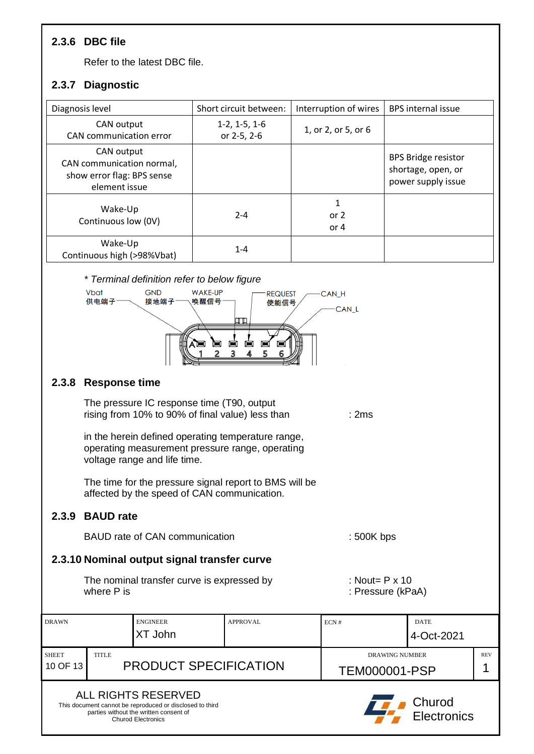### 2.3.6 DBC file

Refer to the latest DBC file.

### 2.3.7 Diagnostic

| Diagnosis level | Short circuit between: | Interruption of wires | BPS internal issue |
|---|---|---|---|
| CAN output<br>CAN communication error | 1-2, 1-5, 1-6<br>or 2-5, 2-6 | 1, or 2, or 5, or 6 | |
| CAN output<br>CAN communication normal, show error flag: BPS sense element issue | | | BPS Bridge resistor shortage, open, or power supply issue |
| Wake-Up<br>Continuous low (0V) | 2-4 | 1<br>or 2<br>or 4 | |
| Wake-Up<br>Continuous high (>98%Vbat) | 1-4 | | |

*\* Terminal definition refer to below figure*

Vbat 供电端子 — 1; GND 接地端子 — 2; WAKE-UP 唤醒信号 — 3; REQUEST 使能信号 — 4; CAN_H — 5; CAN_L — 6

### 2.3.8 Response time

The pressure IC response time (T90, output rising from 10% to 90% of final value) less than : 2ms

in the herein defined operating temperature range, operating measurement pressure range, operating voltage range and life time.

The time for the pressure signal report to BMS will be affected by the speed of CAN communication.

### 2.3.9 BAUD rate

BAUD rate of CAN communication : 500K bps

### 2.3.10 Nominal output signal transfer curve

The nominal transfer curve is expressed by : Nout= P x 10

where P is : Pressure (kPaA)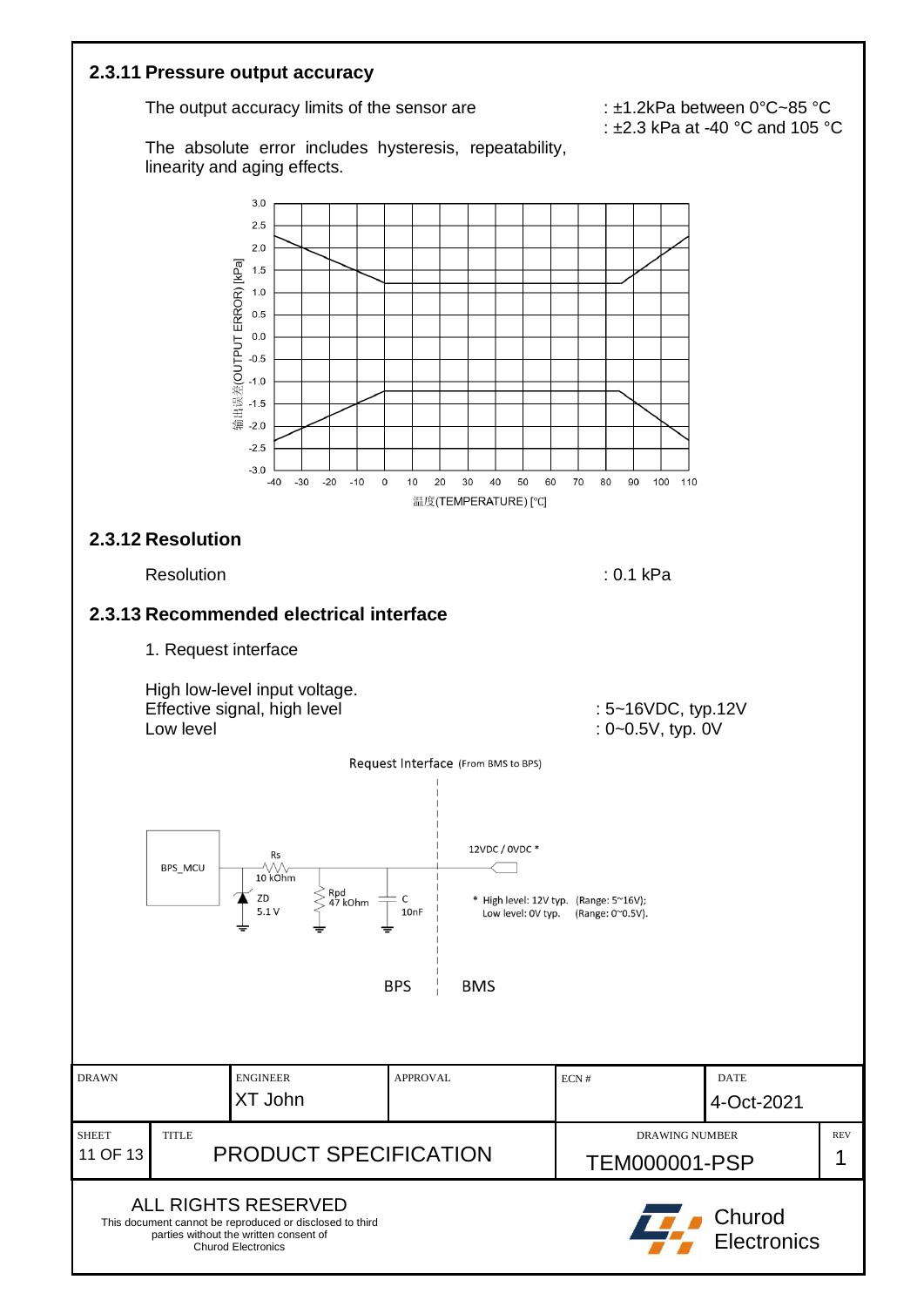### 2.3.11 Pressure output accuracy

The output accuracy limits of the sensor are : ±1.2kPa between 0°C~85 °C

: ±2.3 kPa at -40 °C and 105 °C

The absolute error includes hysteresis, repeatability, linearity and aging effects.

### 2.3.12 Resolution

Resolution : 0.1 kPa

### 2.3.13 Recommended electrical interface

1. Request interface

High low-level input voltage.

Effective signal, high level : 5~16VDC, typ.12V

Low level : 0~0.5V, typ. 0V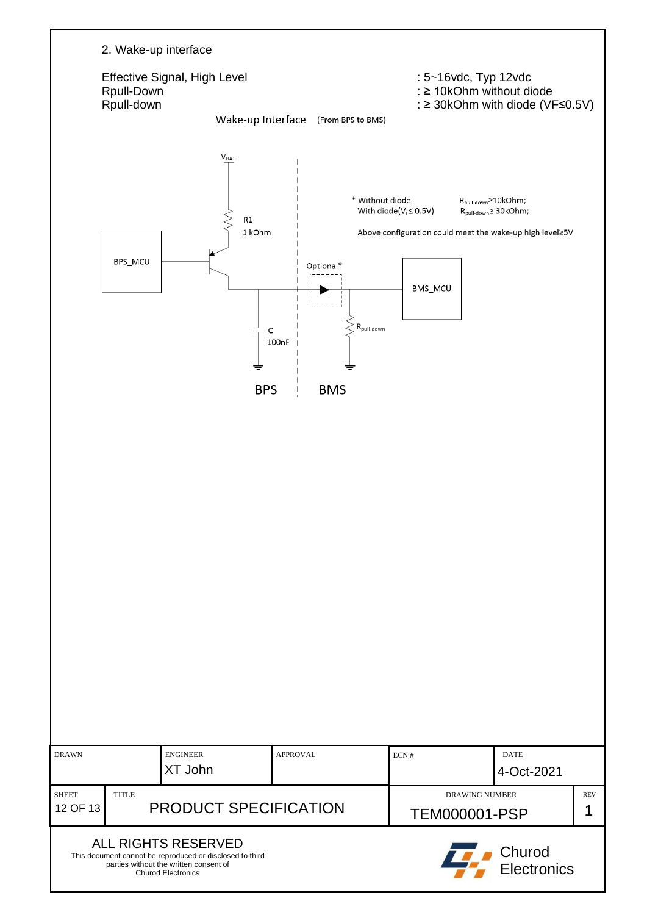## 2. Wake-up interface

| | |
|---|---|
| Effective Signal, High Level | : 5~16vdc, Typ 12vdc |
| Rpull-Down | : ≥ 10kOhm without diode |
| Rpull-down | : ≥ 30kOhm with diode (VF≤0.5V) |

Wake-up Interface (From BPS to BMS)

$V_{BAT}$

R1
1 kOhm

BPS_MCU

C
100nF

Optional*

BMS_MCU

$R_{pull\text{-}down}$

BPS

BMS

\* Without diode $R_{pull\text{-}down} \geq 10kOhm$;
With diode($V_F \leq 0.5V$) $R_{pull\text{-}down} \geq 30kOhm$;

Above configuration could meet the wake-up high level≥5V

| DRAWN | ENGINEER | APPROVAL | ECN # | DATE |
|---|---|---|---|---|
| | XT John | | | 4-Oct-2021 |

| SHEET | TITLE | DRAWING NUMBER | REV |
|---|---|---|---|
| 12 OF 13 | PRODUCT SPECIFICATION | TEM000001-PSP | 1 |

ALL RIGHTS RESERVED
This document cannot be reproduced or disclosed to third parties without the written consent of Churod Electronics

Churod Electronics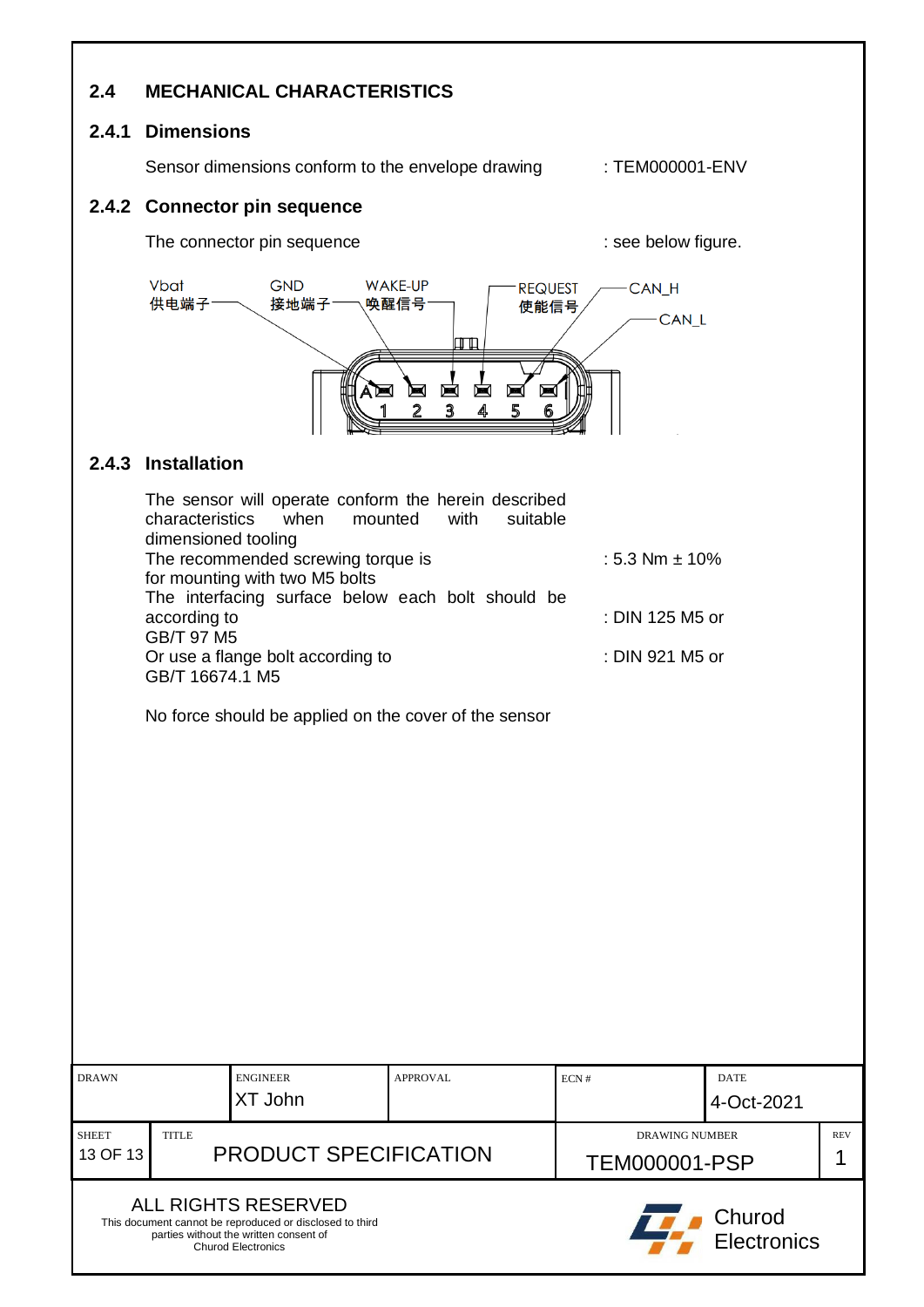## 2.4 MECHANICAL CHARACTERISTICS

### 2.4.1 Dimensions

Sensor dimensions conform to the envelope drawing : TEM000001-ENV

### 2.4.2 Connector pin sequence

The connector pin sequence : see below figure.

Vbat
供电端子
GND
接地端子
WAKE-UP
唤醒信号
REQUEST
使能信号
CAN_H
CAN_L
A
1
2
3
4
5
6

### 2.4.3 Installation

The sensor will operate conform the herein described characteristics when mounted with suitable dimensioned tooling

The recommended screwing torque is for mounting with two M5 bolts : 5.3 Nm ± 10%

The interfacing surface below each bolt should be according to : DIN 125 M5 or GB/T 97 M5

Or use a flange bolt according to : DIN 921 M5 or GB/T 16674.1 M5

No force should be applied on the cover of the sensor

| DRAWN | ENGINEER | APPROVAL | ECN # | DATE | |
|---|---|---|---|---|---|
| | XT John | | | 4-Oct-2021 | |
| SHEET | TITLE | | DRAWING NUMBER | | REV |
| 13 OF 13 | PRODUCT SPECIFICATION | | TEM000001-PSP | | 1 |

ALL RIGHTS RESERVED
This document cannot be reproduced or disclosed to third parties without the written consent of Churod Electronics

Churod Electronics